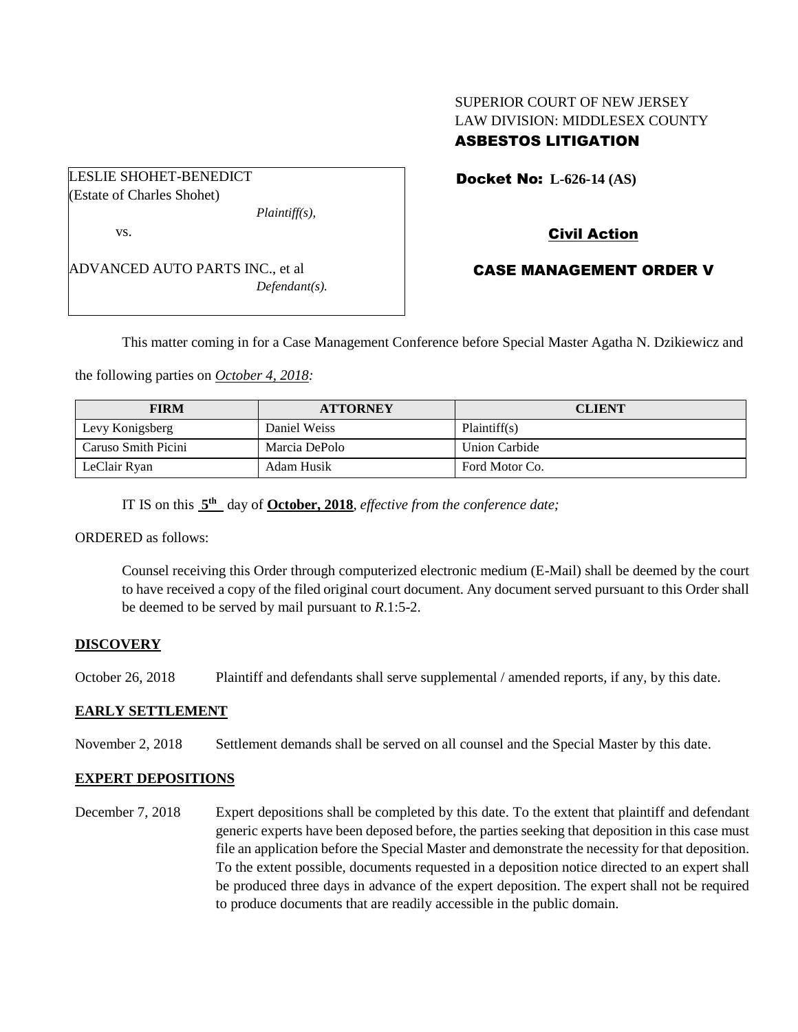SUPERIOR COURT OF NEW JERSEY
LAW DIVISION: MIDDLESEX COUNTY
**ASBESTOS LITIGATION**

LESLIE SHOHET-BENEDICT
(Estate of Charles Shohet)
*Plaintiff(s),*
vs.
ADVANCED AUTO PARTS INC., et al
*Defendant(s).*

**Docket No: L-626-14 (AS)**

**Civil Action**

**CASE MANAGEMENT ORDER V**

This matter coming in for a Case Management Conference before Special Master Agatha N. Dzikiewicz and the following parties on *October 4, 2018:*

| FIRM | ATTORNEY | CLIENT |
|---|---|---|
| Levy Konigsberg | Daniel Weiss | Plaintiff(s) |
| Caruso Smith Picini | Marcia DePolo | Union Carbide |
| LeClair Ryan | Adam Husik | Ford Motor Co. |

IT IS on this **5th** day of **October, 2018**, *effective from the conference date;*

ORDERED as follows:

Counsel receiving this Order through computerized electronic medium (E-Mail) shall be deemed by the court to have received a copy of the filed original court document. Any document served pursuant to this Order shall be deemed to be served by mail pursuant to *R*.1:5-2.

**DISCOVERY**

October 26, 2018 Plaintiff and defendants shall serve supplemental / amended reports, if any, by this date.

**EARLY SETTLEMENT**

November 2, 2018 Settlement demands shall be served on all counsel and the Special Master by this date.

**EXPERT DEPOSITIONS**

December 7, 2018 Expert depositions shall be completed by this date. To the extent that plaintiff and defendant generic experts have been deposed before, the parties seeking that deposition in this case must file an application before the Special Master and demonstrate the necessity for that deposition. To the extent possible, documents requested in a deposition notice directed to an expert shall be produced three days in advance of the expert deposition. The expert shall not be required to produce documents that are readily accessible in the public domain.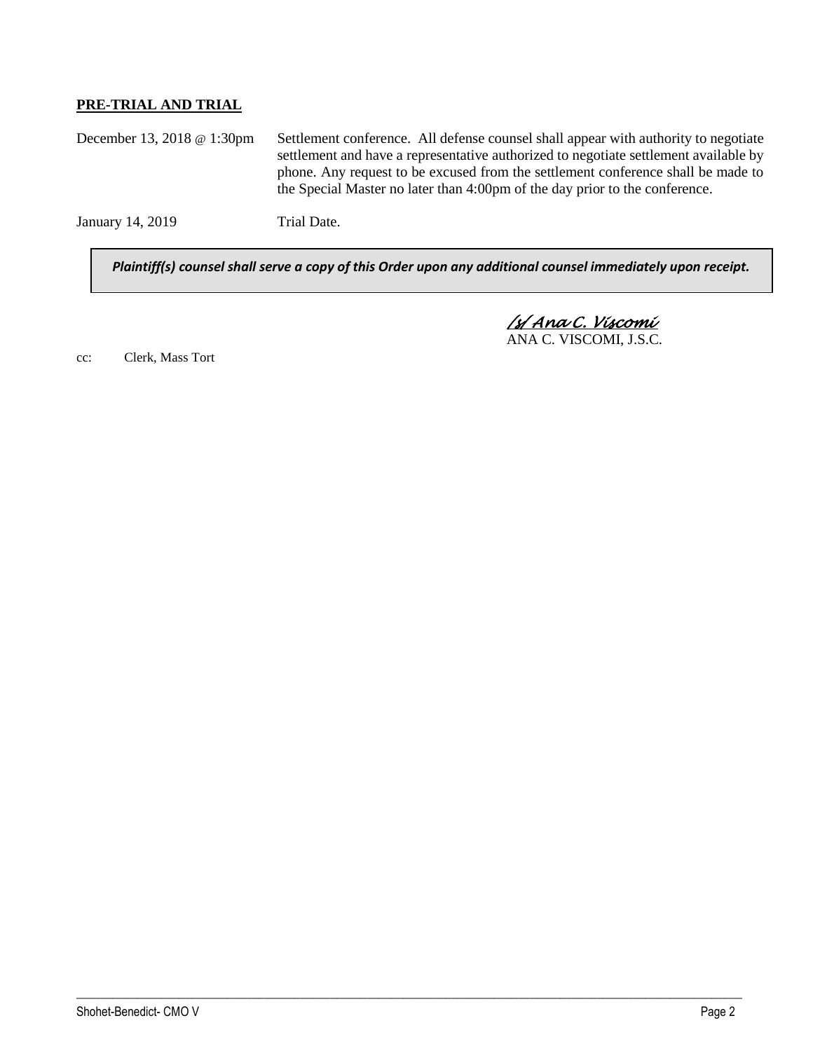**PRE-TRIAL AND TRIAL**

| | |
|---|---|
| December 13, 2018 @ 1:30pm | Settlement conference. All defense counsel shall appear with authority to negotiate settlement and have a representative authorized to negotiate settlement available by phone. Any request to be excused from the settlement conference shall be made to the Special Master no later than 4:00pm of the day prior to the conference. |
| January 14, 2019 | Trial Date. |

***Plaintiff(s) counsel shall serve a copy of this Order upon any additional counsel immediately upon receipt.***

/s/ Ana C. Viscomi
ANA C. VISCOMI, J.S.C.

cc: Clerk, Mass Tort